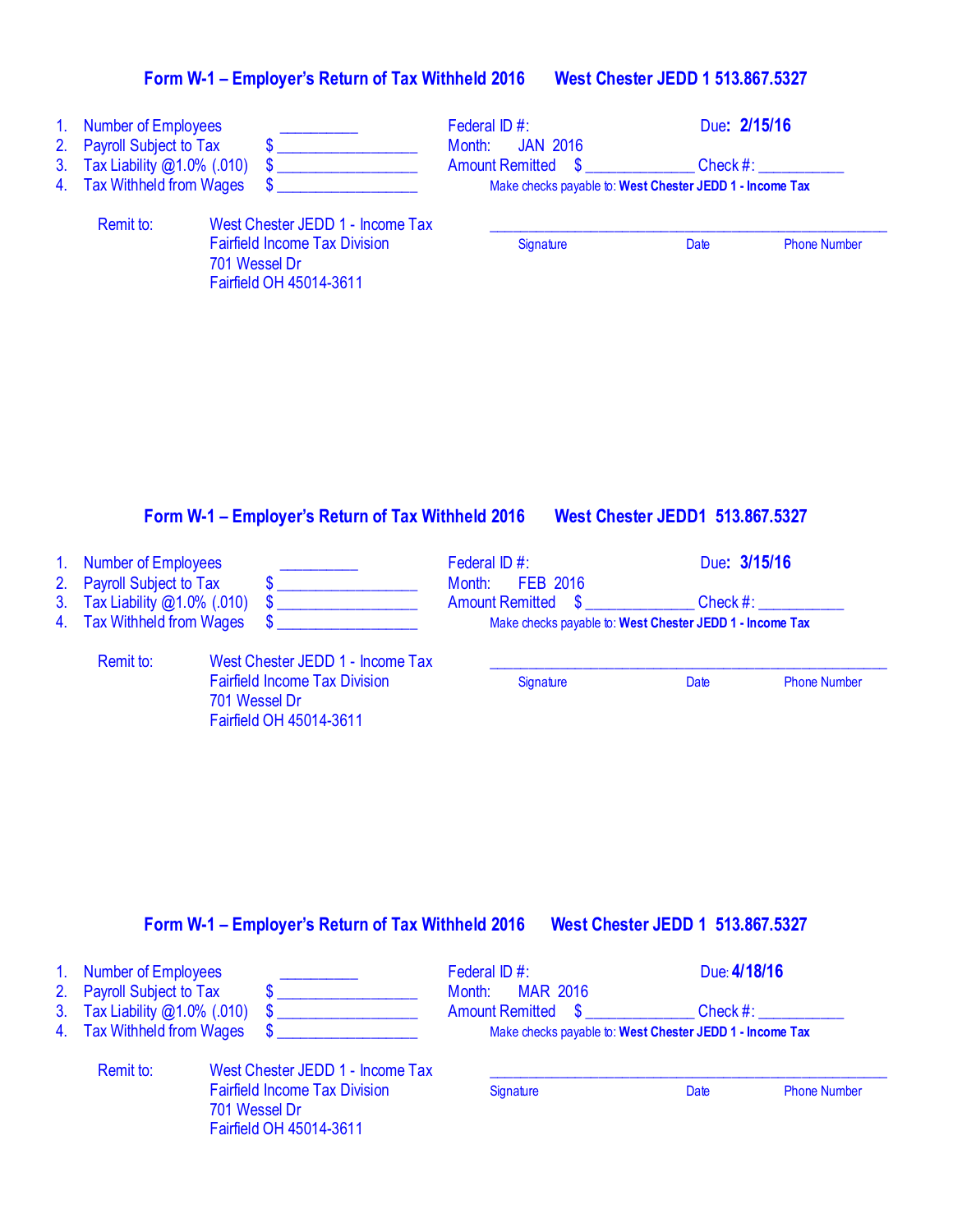## Form W-1 – Employer's Return of Tax Withheld 2016 West Chester JEDD 1 513.867.5327

1. Number of Employees __________
2. Payroll Subject to Tax $ __________________
3. Tax Liability @1.0% (.010) $ __________________
4. Tax Withheld from Wages $ __________________

Federal ID #:

Due: **2/15/16**

Month: JAN 2016

Amount Remitted $ ______________ Check #: ___________

Make checks payable to: **West Chester JEDD 1 - Income Tax**

Remit to:
West Chester JEDD 1 - Income Tax
Fairfield Income Tax Division
701 Wessel Dr
Fairfield OH 45014-3611

_______________________________________________________

Signature Date Phone Number

## Form W-1 – Employer's Return of Tax Withheld 2016 West Chester JEDD1 513.867.5327

1. Number of Employees __________
2. Payroll Subject to Tax $ __________________
3. Tax Liability @1.0% (.010) $ __________________
4. Tax Withheld from Wages $ __________________

Federal ID #:

Due: **3/15/16**

Month: FEB 2016

Amount Remitted $ ______________ Check #: ___________

Make checks payable to: **West Chester JEDD 1 - Income Tax**

Remit to:
West Chester JEDD 1 - Income Tax
Fairfield Income Tax Division
701 Wessel Dr
Fairfield OH 45014-3611

_______________________________________________________

Signature Date Phone Number

## Form W-1 – Employer's Return of Tax Withheld 2016 West Chester JEDD 1 513.867.5327

1. Number of Employees __________
2. Payroll Subject to Tax $ __________________
3. Tax Liability @1.0% (.010) $ __________________
4. Tax Withheld from Wages $ __________________

Federal ID #:

Due: **4/18/16**

Month: MAR 2016

Amount Remitted $ ______________ Check #: ___________

Make checks payable to: **West Chester JEDD 1 - Income Tax**

Remit to:
West Chester JEDD 1 - Income Tax
Fairfield Income Tax Division
701 Wessel Dr
Fairfield OH 45014-3611

_______________________________________________________

Signature Date Phone Number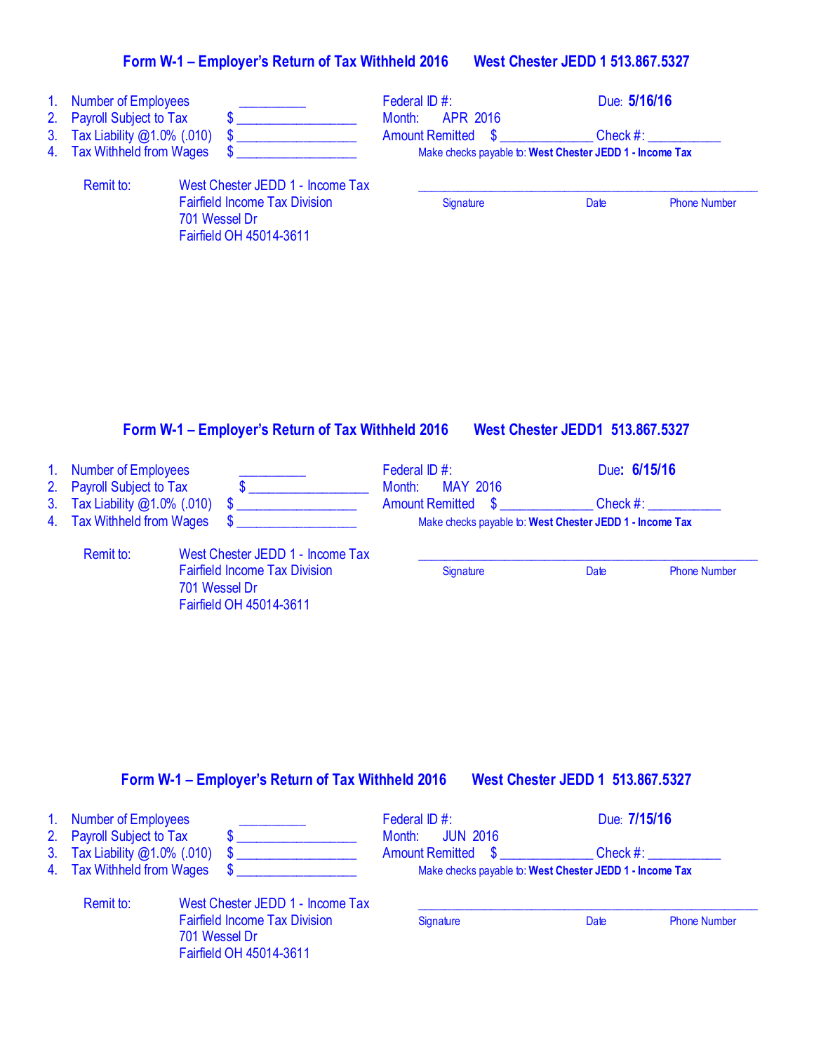## Form W-1 – Employer's Return of Tax Withheld 2016 West Chester JEDD 1 513.867.5327

1. Number of Employees __________
2. Payroll Subject to Tax $ ________________
3. Tax Liability @1.0% (.010) $ ________________
4. Tax Withheld from Wages $ ________________

Federal ID #: Due: **5/16/16**
Month: APR 2016
Amount Remitted $ ____________ Check #: __________
Make checks payable to: **West Chester JEDD 1 - Income Tax**

Remit to: West Chester JEDD 1 - Income Tax
Fairfield Income Tax Division
701 Wessel Dr
Fairfield OH 45014-3611

_______________________________________________
Signature Date Phone Number

## Form W-1 – Employer's Return of Tax Withheld 2016 West Chester JEDD1 513.867.5327

1. Number of Employees __________
2. Payroll Subject to Tax $ ________________
3. Tax Liability @1.0% (.010) $ ________________
4. Tax Withheld from Wages $ ________________

Federal ID #: Due: **6/15/16**
Month: MAY 2016
Amount Remitted $ ____________ Check #: __________
Make checks payable to: **West Chester JEDD 1 - Income Tax**

Remit to: West Chester JEDD 1 - Income Tax
Fairfield Income Tax Division
701 Wessel Dr
Fairfield OH 45014-3611

_______________________________________________
Signature Date Phone Number

## Form W-1 – Employer's Return of Tax Withheld 2016 West Chester JEDD 1 513.867.5327

1. Number of Employees __________
2. Payroll Subject to Tax $ ________________
3. Tax Liability @1.0% (.010) $ ________________
4. Tax Withheld from Wages $ ________________

Federal ID #: Due: **7/15/16**
Month: JUN 2016
Amount Remitted $ ____________ Check #: __________
Make checks payable to: **West Chester JEDD 1 - Income Tax**

Remit to: West Chester JEDD 1 - Income Tax
Fairfield Income Tax Division
701 Wessel Dr
Fairfield OH 45014-3611

_______________________________________________
Signature Date Phone Number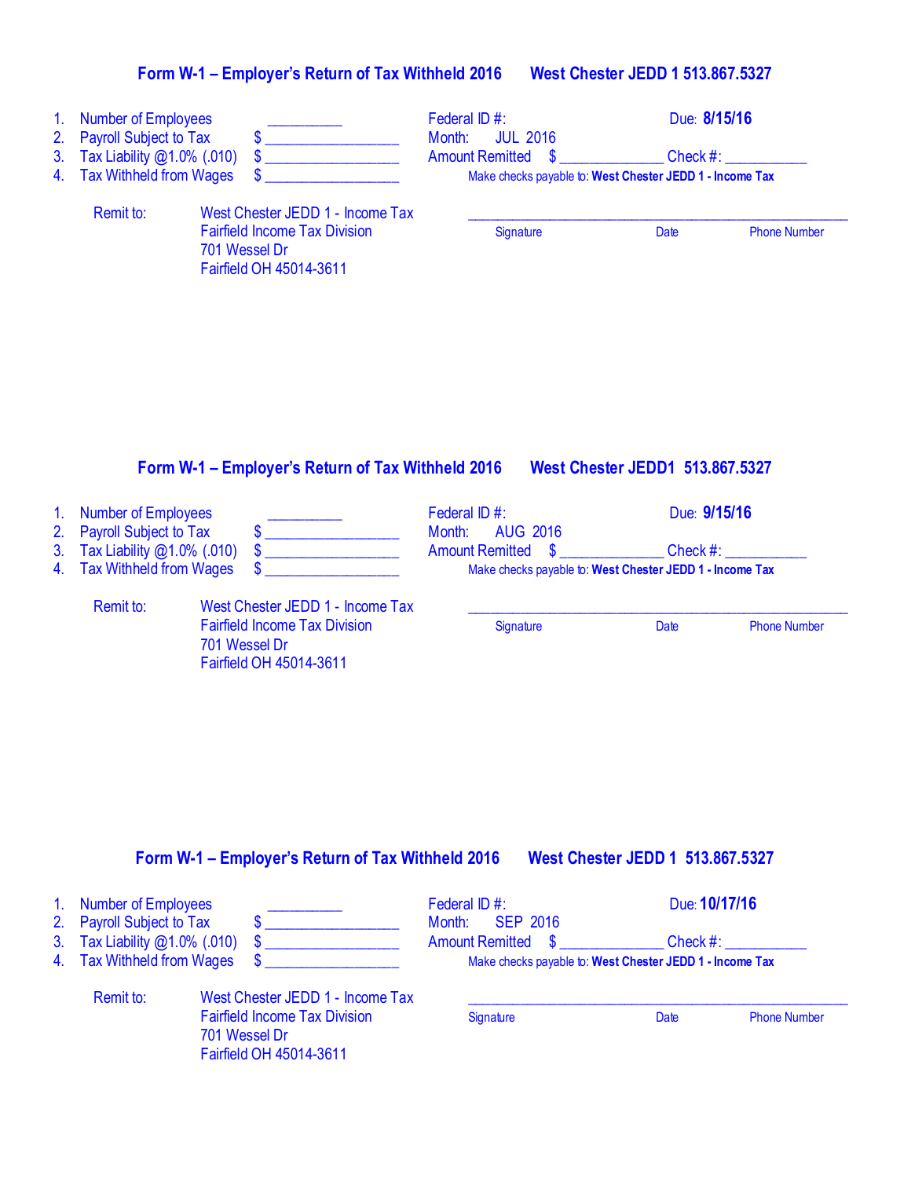## Form W-1 – Employer's Return of Tax Withheld 2016 West Chester JEDD 1 513.867.5327

1. Number of Employees __________
2. Payroll Subject to Tax $ __________________
3. Tax Liability @1.0% (.010) $ __________________
4. Tax Withheld from Wages $ __________________

Federal ID #:

Due: **8/15/16**

Month: JUL 2016

Amount Remitted $ ______________ Check #: ___________

Make checks payable to: **West Chester JEDD 1 - Income Tax**

Remit to:
West Chester JEDD 1 - Income Tax
Fairfield Income Tax Division
701 Wessel Dr
Fairfield OH 45014-3611

___________________________________________________

Signature Date Phone Number

## Form W-1 – Employer's Return of Tax Withheld 2016 West Chester JEDD1 513.867.5327

1. Number of Employees __________
2. Payroll Subject to Tax $ __________________
3. Tax Liability @1.0% (.010) $ __________________
4. Tax Withheld from Wages $ __________________

Federal ID #:

Due: **9/15/16**

Month: AUG 2016

Amount Remitted $ ______________ Check #: ___________

Make checks payable to: **West Chester JEDD 1 - Income Tax**

Remit to:
West Chester JEDD 1 - Income Tax
Fairfield Income Tax Division
701 Wessel Dr
Fairfield OH 45014-3611

___________________________________________________

Signature Date Phone Number

## Form W-1 – Employer's Return of Tax Withheld 2016 West Chester JEDD 1 513.867.5327

1. Number of Employees __________
2. Payroll Subject to Tax $ __________________
3. Tax Liability @1.0% (.010) $ __________________
4. Tax Withheld from Wages $ __________________

Federal ID #:

Due: **10/17/16**

Month: SEP 2016

Amount Remitted $ ______________ Check #: ___________

Make checks payable to: **West Chester JEDD 1 - Income Tax**

Remit to:
West Chester JEDD 1 - Income Tax
Fairfield Income Tax Division
701 Wessel Dr
Fairfield OH 45014-3611

___________________________________________________

Signature Date Phone Number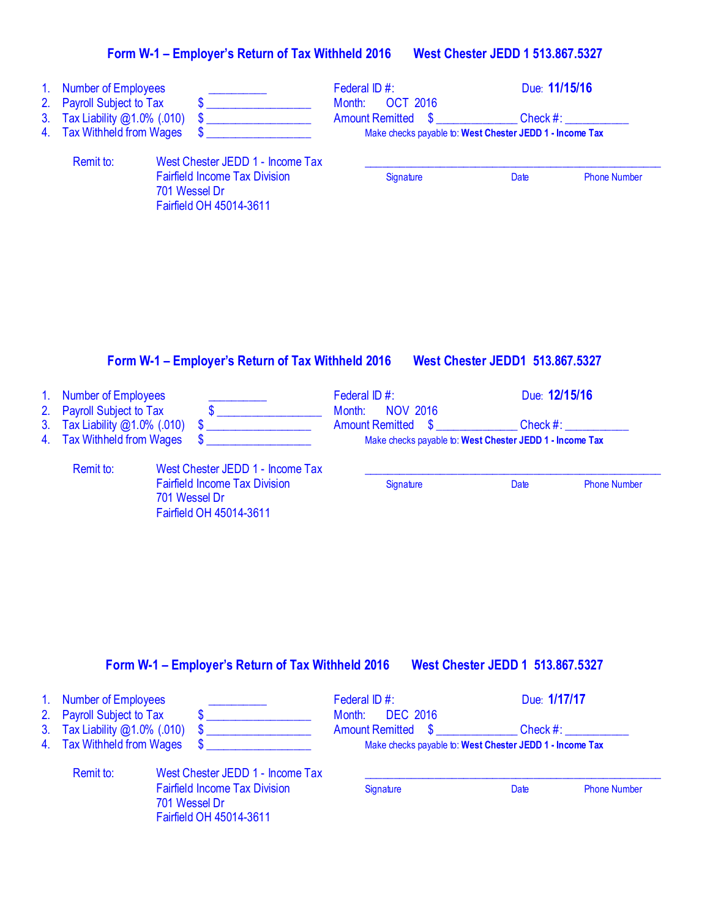## Form W-1 – Employer's Return of Tax Withheld 2016 West Chester JEDD 1 513.867.5327

1. Number of Employees __________
2. Payroll Subject to Tax $ _________________
3. Tax Liability @1.0% (.010) $ _________________
4. Tax Withheld from Wages $ _________________

Federal ID #:

Due: **11/15/16**

Month: OCT 2016

Amount Remitted $ _____________ Check #: ___________

Make checks payable to: **West Chester JEDD 1 - Income Tax**

Remit to: West Chester JEDD 1 - Income Tax
Fairfield Income Tax Division
701 Wessel Dr
Fairfield OH 45014-3611

_____________________________________________________

Signature Date Phone Number

## Form W-1 – Employer's Return of Tax Withheld 2016 West Chester JEDD1 513.867.5327

1. Number of Employees __________
2. Payroll Subject to Tax $ _________________
3. Tax Liability @1.0% (.010) $ _________________
4. Tax Withheld from Wages $ _________________

Federal ID #:

Due: **12/15/16**

Month: NOV 2016

Amount Remitted $ _____________ Check #: ___________

Make checks payable to: **West Chester JEDD 1 - Income Tax**

Remit to: West Chester JEDD 1 - Income Tax
Fairfield Income Tax Division
701 Wessel Dr
Fairfield OH 45014-3611

_____________________________________________________

Signature Date Phone Number

## Form W-1 – Employer's Return of Tax Withheld 2016 West Chester JEDD 1 513.867.5327

1. Number of Employees __________
2. Payroll Subject to Tax $ _________________
3. Tax Liability @1.0% (.010) $ _________________
4. Tax Withheld from Wages $ _________________

Federal ID #:

Due: **1/17/17**

Month: DEC 2016

Amount Remitted $ _____________ Check #: ___________

Make checks payable to: **West Chester JEDD 1 - Income Tax**

Remit to: West Chester JEDD 1 - Income Tax
Fairfield Income Tax Division
701 Wessel Dr
Fairfield OH 45014-3611

_____________________________________________________

Signature Date Phone Number